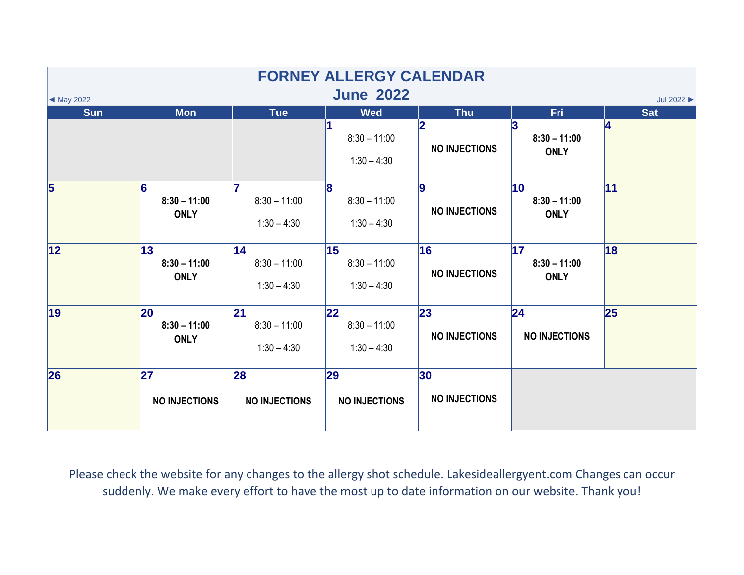# FORNEY ALLERGY CALENDAR

## June 2022

◄ May 2022 | Jul 2022 ►

| Sun | Mon | Tue | Wed | Thu | Fri | Sat |
|---|---|---|---|---|---|---|
| | | | 1 8:30 – 11:00 1:30 – 4:30 | 2 NO INJECTIONS | 3 **8:30 – 11:00 ONLY** | 4 |
| 5 | 6 **8:30 – 11:00 ONLY** | 7 8:30 – 11:00 1:30 – 4:30 | 8 8:30 – 11:00 1:30 – 4:30 | 9 NO INJECTIONS | 10 **8:30 – 11:00 ONLY** | 11 |
| 12 | 13 **8:30 – 11:00 ONLY** | 14 8:30 – 11:00 1:30 – 4:30 | 15 8:30 – 11:00 1:30 – 4:30 | 16 NO INJECTIONS | 17 **8:30 – 11:00 ONLY** | 18 |
| 19 | 20 **8:30 – 11:00 ONLY** | 21 8:30 – 11:00 1:30 – 4:30 | 22 8:30 – 11:00 1:30 – 4:30 | 23 NO INJECTIONS | 24 NO INJECTIONS | 25 |
| 26 | 27 NO INJECTIONS | 28 NO INJECTIONS | 29 NO INJECTIONS | 30 NO INJECTIONS | | |

Please check the website for any changes to the allergy shot schedule. Lakesideallergyent.com Changes can occur suddenly. We make every effort to have the most up to date information on our website. Thank you!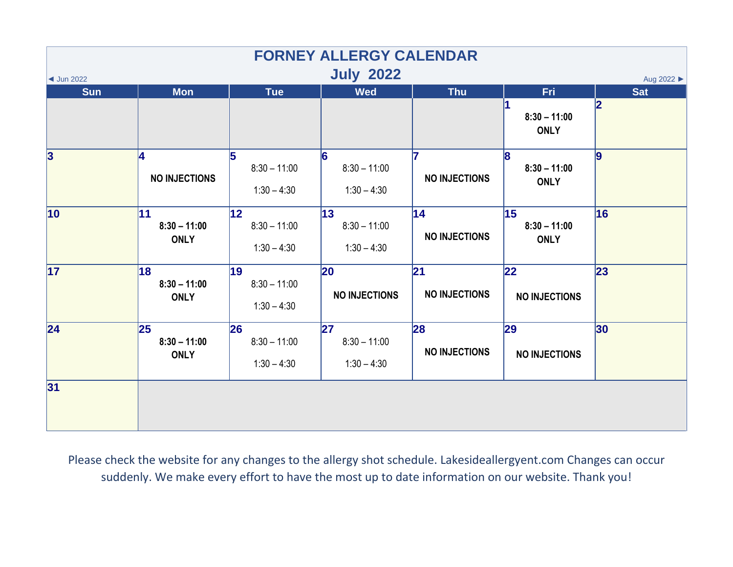# FORNEY ALLERGY CALENDAR

## July 2022

◄ Jun 2022 | Aug 2022 ►

| Sun | Mon | Tue | Wed | Thu | Fri | Sat |
|---|---|---|---|---|---|---|
| | | | | | 1<br>**8:30 – 11:00 ONLY** | 2 |
| 3 | 4<br>**NO INJECTIONS** | 5<br>8:30 – 11:00<br>1:30 – 4:30 | 6<br>8:30 – 11:00<br>1:30 – 4:30 | 7<br>**NO INJECTIONS** | 8<br>**8:30 – 11:00 ONLY** | 9 |
| 10 | 11<br>**8:30 – 11:00 ONLY** | 12<br>8:30 – 11:00<br>1:30 – 4:30 | 13<br>8:30 – 11:00<br>1:30 – 4:30 | 14<br>**NO INJECTIONS** | 15<br>**8:30 – 11:00 ONLY** | 16 |
| 17 | 18<br>**8:30 – 11:00 ONLY** | 19<br>8:30 – 11:00<br>1:30 – 4:30 | 20<br>**NO INJECTIONS** | 21<br>**NO INJECTIONS** | 22<br>**NO INJECTIONS** | 23 |
| 24 | 25<br>**8:30 – 11:00 ONLY** | 26<br>8:30 – 11:00<br>1:30 – 4:30 | 27<br>8:30 – 11:00<br>1:30 – 4:30 | 28<br>**NO INJECTIONS** | 29<br>**NO INJECTIONS** | 30 |
| 31 | | | | | | |

Please check the website for any changes to the allergy shot schedule. Lakesideallergyent.com Changes can occur suddenly. We make every effort to have the most up to date information on our website. Thank you!